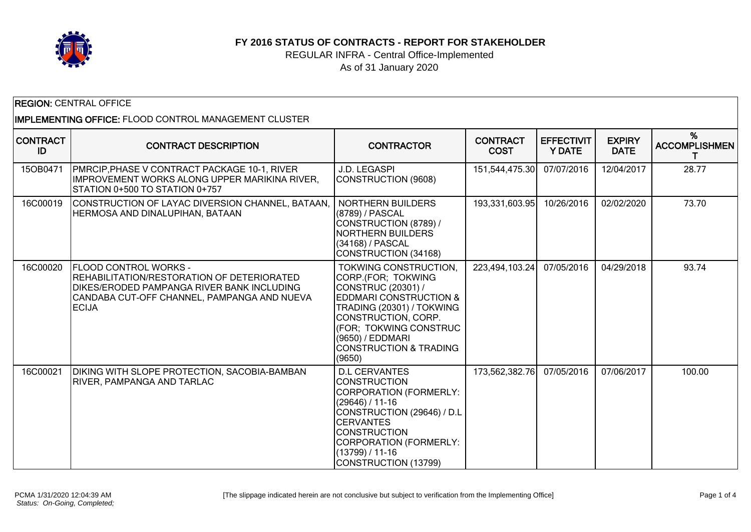# FY 2016 STATUS OF CONTRACTS - REPORT FOR STAKEHOLDER

REGULAR INFRA - Central Office-Implemented

As of 31 January 2020

**REGION:** CENTRAL OFFICE

**IMPLEMENTING OFFICE:** FLOOD CONTROL MANAGEMENT CLUSTER

| CONTRACT ID | CONTRACT DESCRIPTION | CONTRACTOR | CONTRACT COST | EFFECTIVITY DATE | EXPIRY DATE | % ACCOMPLISHMENT |
|---|---|---|---|---|---|---|
| 15OB0471 | PMRCIP,PHASE V CONTRACT PACKAGE 10-1, RIVER IMPROVEMENT WORKS ALONG UPPER MARIKINA RIVER, STATION 0+500 TO STATION 0+757 | J.D. LEGASPI CONSTRUCTION (9608) | 151,544,475.30 | 07/07/2016 | 12/04/2017 | 28.77 |
| 16C00019 | CONSTRUCTION OF LAYAC DIVERSION CHANNEL, BATAAN, HERMOSA AND DINALUPIHAN, BATAAN | NORTHERN BUILDERS (8789) / PASCAL CONSTRUCTION (8789) / NORTHERN BUILDERS (34168) / PASCAL CONSTRUCTION (34168) | 193,331,603.95 | 10/26/2016 | 02/02/2020 | 73.70 |
| 16C00020 | FLOOD CONTROL WORKS - REHABILITATION/RESTORATION OF DETERIORATED DIKES/ERODED PAMPANGA RIVER BANK INCLUDING CANDABA CUT-OFF CHANNEL, PAMPANGA AND NUEVA ECIJA | TOKWING CONSTRUCTION, CORP.(FOR; TOKWING CONSTRUC (20301) / EDDMARI CONSTRUCTION & TRADING (20301) / TOKWING CONSTRUCTION, CORP. (FOR; TOKWING CONSTRUC (9650) / EDDMARI CONSTRUCTION & TRADING (9650) | 223,494,103.24 | 07/05/2016 | 04/29/2018 | 93.74 |
| 16C00021 | DIKING WITH SLOPE PROTECTION, SACOBIA-BAMBAN RIVER, PAMPANGA AND TARLAC | D.L CERVANTES CONSTRUCTION CORPORATION (FORMERLY: (29646) / 11-16 CONSTRUCTION (29646) / D.L CERVANTES CONSTRUCTION CORPORATION (FORMERLY: (13799) / 11-16 CONSTRUCTION (13799) | 173,562,382.76 | 07/05/2016 | 07/06/2017 | 100.00 |

PCMA 1/31/2020 12:04:39 AM

*Status: On-Going, Completed;*

[The slippage indicated herein are not conclusive but subject to verification from the Implementing Office]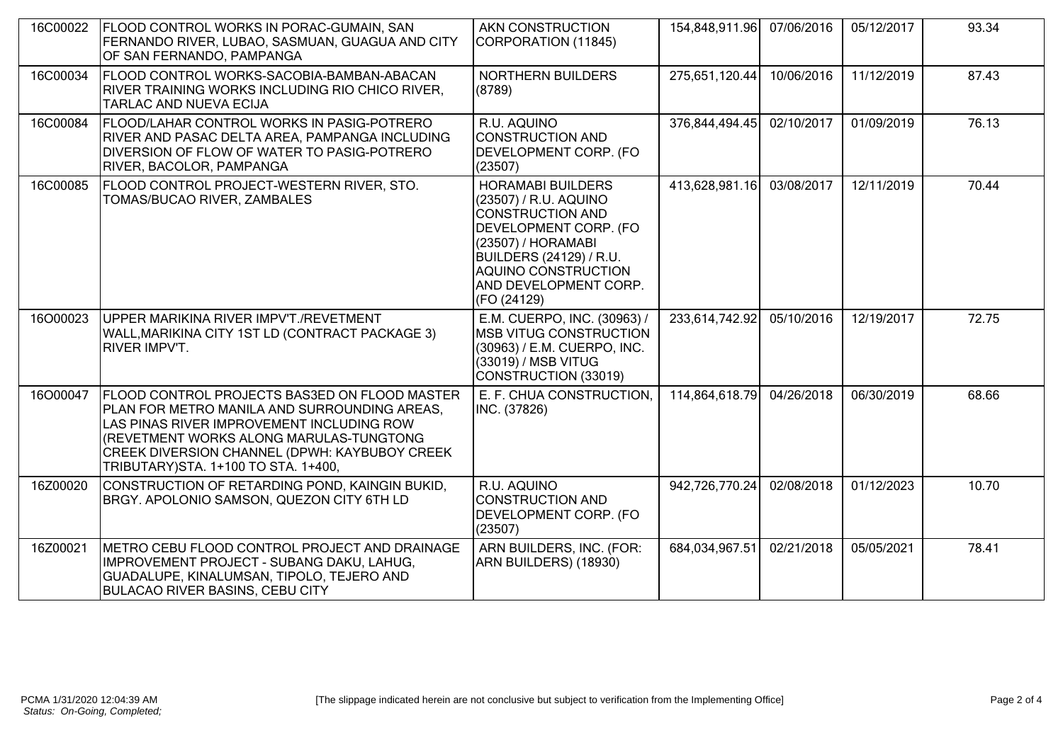| | | | | | | |
|---|---|---|---|---|---|---|
| 16C00022 | FLOOD CONTROL WORKS IN PORAC-GUMAIN, SAN FERNANDO RIVER, LUBAO, SASMUAN, GUAGUA AND CITY OF SAN FERNANDO, PAMPANGA | AKN CONSTRUCTION CORPORATION (11845) | 154,848,911.96 | 07/06/2016 | 05/12/2017 | 93.34 |
| 16C00034 | FLOOD CONTROL WORKS-SACOBIA-BAMBAN-ABACAN RIVER TRAINING WORKS INCLUDING RIO CHICO RIVER, TARLAC AND NUEVA ECIJA | NORTHERN BUILDERS (8789) | 275,651,120.44 | 10/06/2016 | 11/12/2019 | 87.43 |
| 16C00084 | FLOOD/LAHAR CONTROL WORKS IN PASIG-POTRERO RIVER AND PASAC DELTA AREA, PAMPANGA INCLUDING DIVERSION OF FLOW OF WATER TO PASIG-POTRERO RIVER, BACOLOR, PAMPANGA | R.U. AQUINO CONSTRUCTION AND DEVELOPMENT CORP. (FO (23507) | 376,844,494.45 | 02/10/2017 | 01/09/2019 | 76.13 |
| 16C00085 | FLOOD CONTROL PROJECT-WESTERN RIVER, STO. TOMAS/BUCAO RIVER, ZAMBALES | HORAMABI BUILDERS (23507) / R.U. AQUINO CONSTRUCTION AND DEVELOPMENT CORP. (FO (23507) / HORAMABI BUILDERS (24129) / R.U. AQUINO CONSTRUCTION AND DEVELOPMENT CORP. (FO (24129) | 413,628,981.16 | 03/08/2017 | 12/11/2019 | 70.44 |
| 16O00023 | UPPER MARIKINA RIVER IMPV'T./REVETMENT WALL,MARIKINA CITY 1ST LD (CONTRACT PACKAGE 3) RIVER IMPV'T. | E.M. CUERPO, INC. (30963) / MSB VITUG CONSTRUCTION (30963) / E.M. CUERPO, INC. (33019) / MSB VITUG CONSTRUCTION (33019) | 233,614,742.92 | 05/10/2016 | 12/19/2017 | 72.75 |
| 16O00047 | FLOOD CONTROL PROJECTS BAS3ED ON FLOOD MASTER PLAN FOR METRO MANILA AND SURROUNDING AREAS, LAS PINAS RIVER IMPROVEMENT INCLUDING ROW (REVETMENT WORKS ALONG MARULAS-TUNGTONG CREEK DIVERSION CHANNEL (DPWH: KAYBUBOY CREEK TRIBUTARY)STA. 1+100 TO STA. 1+400, | E. F. CHUA CONSTRUCTION, INC. (37826) | 114,864,618.79 | 04/26/2018 | 06/30/2019 | 68.66 |
| 16Z00020 | CONSTRUCTION OF RETARDING POND, KAINGIN BUKID, BRGY. APOLONIO SAMSON, QUEZON CITY 6TH LD | R.U. AQUINO CONSTRUCTION AND DEVELOPMENT CORP. (FO (23507) | 942,726,770.24 | 02/08/2018 | 01/12/2023 | 10.70 |
| 16Z00021 | METRO CEBU FLOOD CONTROL PROJECT AND DRAINAGE IMPROVEMENT PROJECT - SUBANG DAKU, LAHUG, GUADALUPE, KINALUMSAN, TIPOLO, TEJERO AND BULACAO RIVER BASINS, CEBU CITY | ARN BUILDERS, INC. (FOR: ARN BUILDERS) (18930) | 684,034,967.51 | 02/21/2018 | 05/05/2021 | 78.41 |

PCMA 1/31/2020 12:04:39 AM
*Status: On-Going, Completed;*

[The slippage indicated herein are not conclusive but subject to verification from the Implementing Office]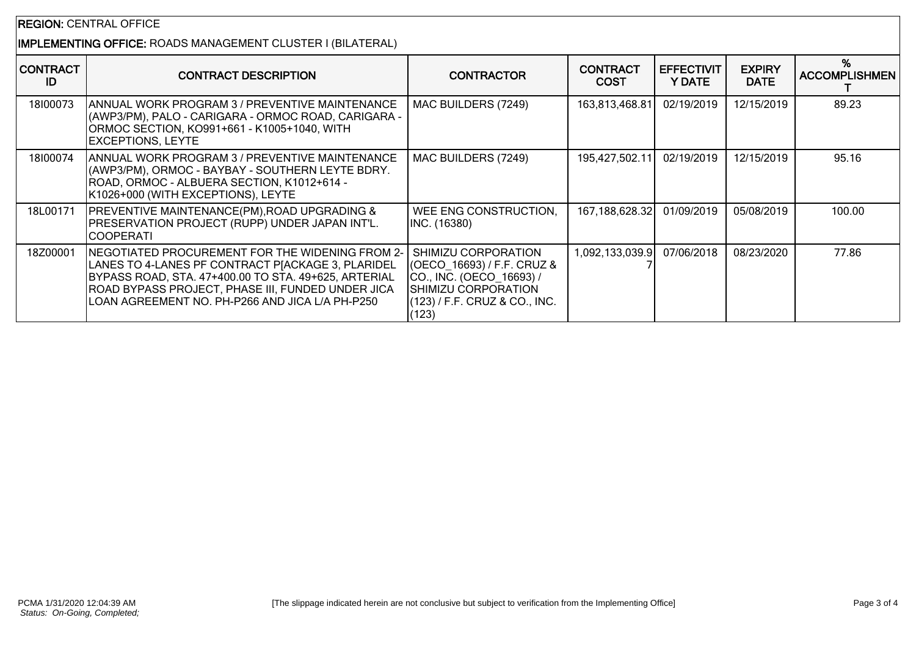**REGION:** CENTRAL OFFICE

**IMPLEMENTING OFFICE:** ROADS MANAGEMENT CLUSTER I (BILATERAL)

| CONTRACT ID | CONTRACT DESCRIPTION | CONTRACTOR | CONTRACT COST | EFFECTIVITY DATE | EXPIRY DATE | % ACCOMPLISHMENT |
|---|---|---|---|---|---|---|
| 18I00073 | ANNUAL WORK PROGRAM 3 / PREVENTIVE MAINTENANCE (AWP3/PM), PALO - CARIGARA - ORMOC ROAD, CARIGARA - ORMOC SECTION, KO991+661 - K1005+1040, WITH EXCEPTIONS, LEYTE | MAC BUILDERS (7249) | 163,813,468.81 | 02/19/2019 | 12/15/2019 | 89.23 |
| 18I00074 | ANNUAL WORK PROGRAM 3 / PREVENTIVE MAINTENANCE (AWP3/PM), ORMOC - BAYBAY - SOUTHERN LEYTE BDRY. ROAD, ORMOC - ALBUERA SECTION, K1012+614 - K1026+000 (WITH EXCEPTIONS), LEYTE | MAC BUILDERS (7249) | 195,427,502.11 | 02/19/2019 | 12/15/2019 | 95.16 |
| 18L00171 | PREVENTIVE MAINTENANCE(PM),ROAD UPGRADING & PRESERVATION PROJECT (RUPP) UNDER JAPAN INT'L. COOPERATI | WEE ENG CONSTRUCTION, INC. (16380) | 167,188,628.32 | 01/09/2019 | 05/08/2019 | 100.00 |
| 18Z00001 | NEGOTIATED PROCUREMENT FOR THE WIDENING FROM 2-LANES TO 4-LANES PF CONTRACT P[ACKAGE 3, PLARIDEL BYPASS ROAD, STA. 47+400.00 TO STA. 49+625, ARTERIAL ROAD BYPASS PROJECT, PHASE III, FUNDED UNDER JICA LOAN AGREEMENT NO. PH-P266 AND JICA L/A PH-P250 | SHIMIZU CORPORATION (OECO_16693) / F.F. CRUZ & CO., INC. (OECO_16693) / SHIMIZU CORPORATION (123) / F.F. CRUZ & CO., INC. (123) | 1,092,133,039.97 | 07/06/2018 | 08/23/2020 | 77.86 |

[The slippage indicated herein are not conclusive but subject to verification from the Implementing Office]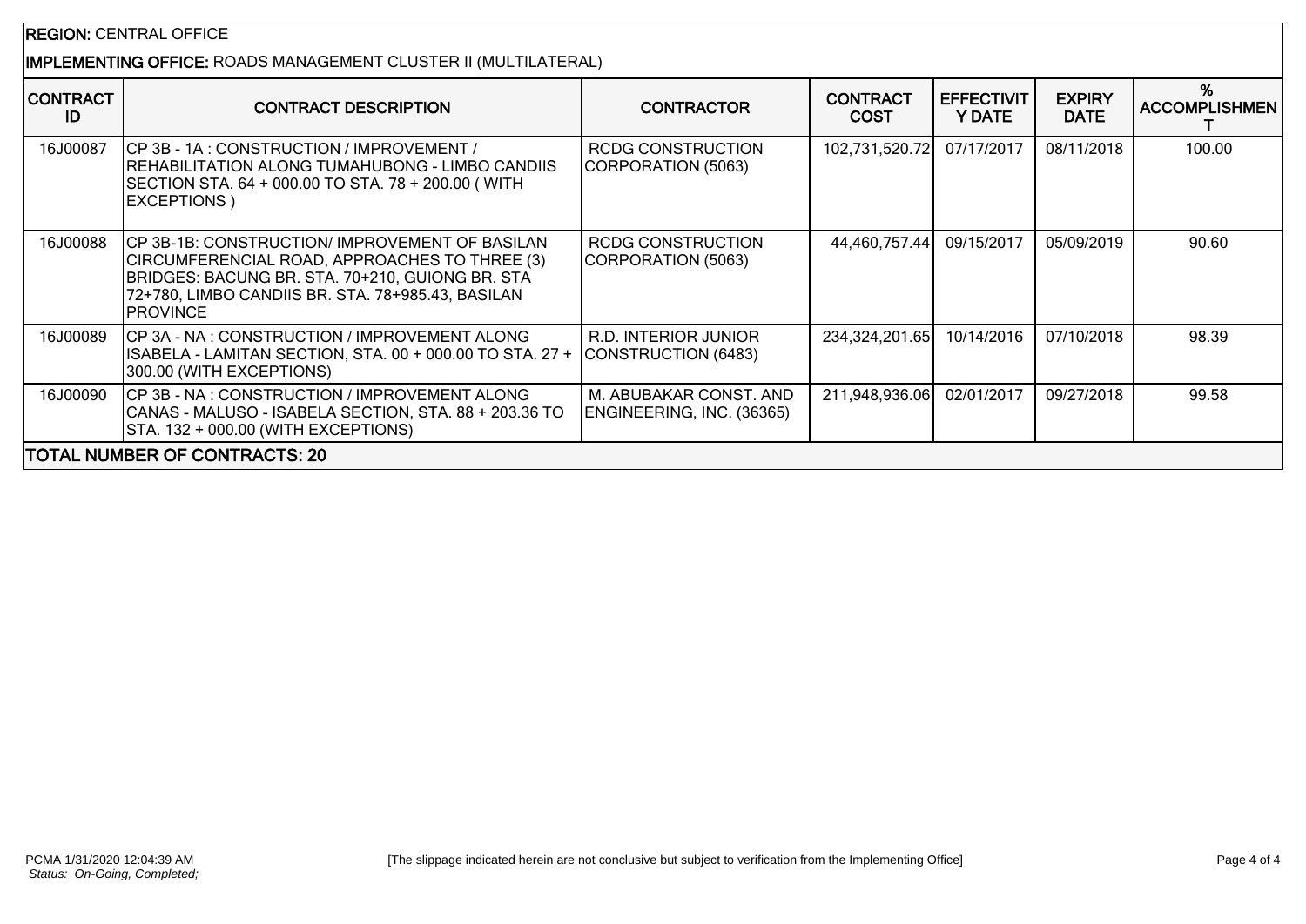**REGION:** CENTRAL OFFICE

**IMPLEMENTING OFFICE:** ROADS MANAGEMENT CLUSTER II (MULTILATERAL)

| CONTRACT ID | CONTRACT DESCRIPTION | CONTRACTOR | CONTRACT COST | EFFECTIVITY DATE | EXPIRY DATE | % ACCOMPLISHMENT |
|---|---|---|---|---|---|---|
| 16J00087 | CP 3B - 1A : CONSTRUCTION / IMPROVEMENT / REHABILITATION ALONG TUMAHUBONG - LIMBO CANDIIS SECTION STA. 64 + 000.00 TO STA. 78 + 200.00 ( WITH EXCEPTIONS ) | RCDG CONSTRUCTION CORPORATION (5063) | 102,731,520.72 | 07/17/2017 | 08/11/2018 | 100.00 |
| 16J00088 | CP 3B-1B: CONSTRUCTION/ IMPROVEMENT OF BASILAN CIRCUMFERENCIAL ROAD, APPROACHES TO THREE (3) BRIDGES: BACUNG BR. STA. 70+210, GUIONG BR. STA 72+780, LIMBO CANDIIS BR. STA. 78+985.43, BASILAN PROVINCE | RCDG CONSTRUCTION CORPORATION (5063) | 44,460,757.44 | 09/15/2017 | 05/09/2019 | 90.60 |
| 16J00089 | CP 3A - NA : CONSTRUCTION / IMPROVEMENT ALONG ISABELA - LAMITAN SECTION, STA. 00 + 000.00 TO STA. 27 + 300.00 (WITH EXCEPTIONS) | R.D. INTERIOR JUNIOR CONSTRUCTION (6483) | 234,324,201.65 | 10/14/2016 | 07/10/2018 | 98.39 |
| 16J00090 | CP 3B - NA : CONSTRUCTION / IMPROVEMENT ALONG CANAS - MALUSO - ISABELA SECTION, STA. 88 + 203.36 TO STA. 132 + 000.00 (WITH EXCEPTIONS) | M. ABUBAKAR CONST. AND ENGINEERING, INC. (36365) | 211,948,936.06 | 02/01/2017 | 09/27/2018 | 99.58 |

**TOTAL NUMBER OF CONTRACTS: 20**

PCMA 1/31/2020 12:04:39 AM
*Status: On-Going, Completed;*

[The slippage indicated herein are not conclusive but subject to verification from the Implementing Office]